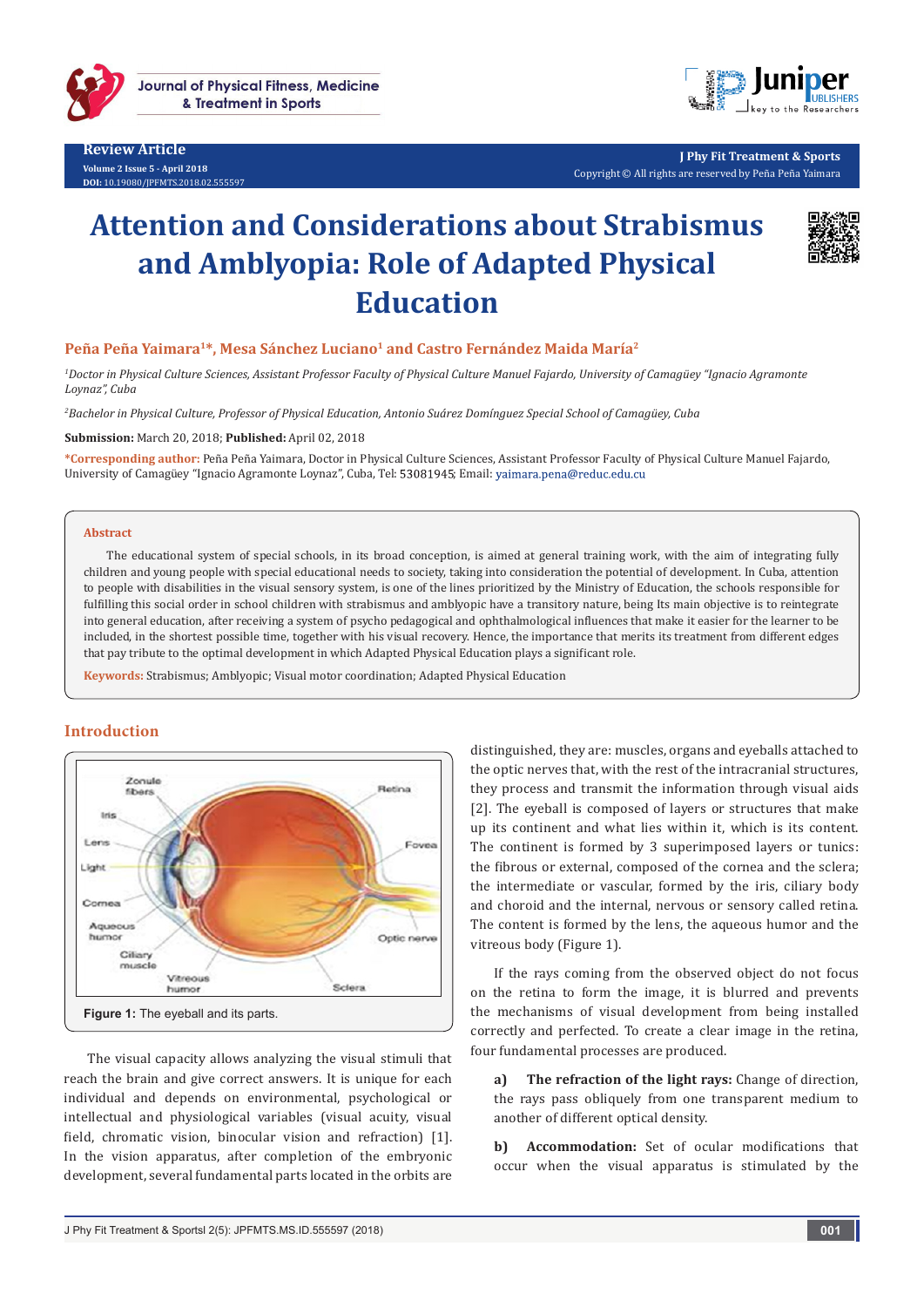Review Article

Volume 2 Issue 5 - April 2018
DOI: 10.19080/JPFMTS.2018.02.555597

Copyright © All rights are reserved by Peña Peña Yaimara

# Attention and Considerations about Strabismus and Amblyopia: Role of Adapted Physical Education

**Peña Peña Yaimara[1]*, Mesa Sánchez Luciano[1] and Castro Fernández Maida María[2]**

*[1]Doctor in Physical Culture Sciences, Assistant Professor Faculty of Physical Culture Manuel Fajardo, University of Camagüey "Ignacio Agramonte Loynaz", Cuba*

*[2]Bachelor in Physical Culture, Professor of Physical Education, Antonio Suárez Domínguez Special School of Camagüey, Cuba*

**Submission:** March 20, 2018; **Published:** April 02, 2018

***Corresponding author:** Peña Peña Yaimara, Doctor in Physical Culture Sciences, Assistant Professor Faculty of Physical Culture Manuel Fajardo, University of Camagüey "Ignacio Agramonte Loynaz", Cuba, Tel: 53081945; Email: yaimara.pena@reduc.edu.cu

## Abstract

The educational system of special schools, in its broad conception, is aimed at general training work, with the aim of integrating fully children and young people with special educational needs to society, taking into consideration the potential of development. In Cuba, attention to people with disabilities in the visual sensory system, is one of the lines prioritized by the Ministry of Education, the schools responsible for fulfilling this social order in school children with strabismus and amblyopic have a transitory nature, being Its main objective is to reintegrate into general education, after receiving a system of psycho pedagogical and ophthalmological influences that make it easier for the learner to be included, in the shortest possible time, together with his visual recovery. Hence, the importance that merits its treatment from different edges that pay tribute to the optimal development in which Adapted Physical Education plays a significant role.

**Keywords:** Strabismus; Amblyopic; Visual motor coordination; Adapted Physical Education

## Introduction

Figure 1: The eyeball and its parts.

The visual capacity allows analyzing the visual stimuli that reach the brain and give correct answers. It is unique for each individual and depends on environmental, psychological or intellectual and physiological variables (visual acuity, visual field, chromatic vision, binocular vision and refraction) [1]. In the vision apparatus, after completion of the embryonic development, several fundamental parts located in the orbits are distinguished, they are: muscles, organs and eyeballs attached to the optic nerves that, with the rest of the intracranial structures, they process and transmit the information through visual aids [2]. The eyeball is composed of layers or structures that make up its continent and what lies within it, which is its content. The continent is formed by 3 superimposed layers or tunics: the fibrous or external, composed of the cornea and the sclera; the intermediate or vascular, formed by the iris, ciliary body and choroid and the internal, nervous or sensory called retina. The content is formed by the lens, the aqueous humor and the vitreous body (Figure 1).

If the rays coming from the observed object do not focus on the retina to form the image, it is blurred and prevents the mechanisms of visual development from being installed correctly and perfected. To create a clear image in the retina, four fundamental processes are produced.

a) **The refraction of the light rays:** Change of direction, the rays pass obliquely from one transparent medium to another of different optical density.

b) **Accommodation:** Set of ocular modifications that occur when the visual apparatus is stimulated by the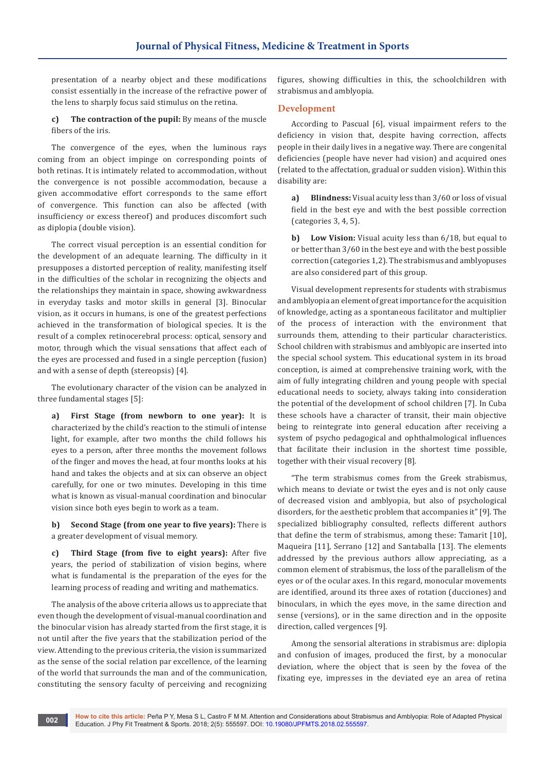presentation of a nearby object and these modifications consist essentially in the increase of the refractive power of the lens to sharply focus said stimulus on the retina.

**c) The contraction of the pupil:** By means of the muscle fibers of the iris.

The convergence of the eyes, when the luminous rays coming from an object impinge on corresponding points of both retinas. It is intimately related to accommodation, without the convergence is not possible accommodation, because a given accommodative effort corresponds to the same effort of convergence. This function can also be affected (with insufficiency or excess thereof) and produces discomfort such as diplopia (double vision).

The correct visual perception is an essential condition for the development of an adequate learning. The difficulty in it presupposes a distorted perception of reality, manifesting itself in the difficulties of the scholar in recognizing the objects and the relationships they maintain in space, showing awkwardness in everyday tasks and motor skills in general [3]. Binocular vision, as it occurs in humans, is one of the greatest perfections achieved in the transformation of biological species. It is the result of a complex retinocerebral process: optical, sensory and motor, through which the visual sensations that affect each of the eyes are processed and fused in a single perception (fusion) and with a sense of depth (stereopsis) [4].

The evolutionary character of the vision can be analyzed in three fundamental stages [5]:

**a) First Stage (from newborn to one year):** It is characterized by the child's reaction to the stimuli of intense light, for example, after two months the child follows his eyes to a person, after three months the movement follows of the finger and moves the head, at four months looks at his hand and takes the objects and at six can observe an object carefully, for one or two minutes. Developing in this time what is known as visual-manual coordination and binocular vision since both eyes begin to work as a team.

**b) Second Stage (from one year to five years):** There is a greater development of visual memory.

**c) Third Stage (from five to eight years):** After five years, the period of stabilization of vision begins, where what is fundamental is the preparation of the eyes for the learning process of reading and writing and mathematics.

The analysis of the above criteria allows us to appreciate that even though the development of visual-manual coordination and the binocular vision has already started from the first stage, it is not until after the five years that the stabilization period of the view. Attending to the previous criteria, the vision is summarized as the sense of the social relation par excellence, of the learning of the world that surrounds the man and of the communication, constituting the sensory faculty of perceiving and recognizing figures, showing difficulties in this, the schoolchildren with strabismus and amblyopia.

## Development

According to Pascual [6], visual impairment refers to the deficiency in vision that, despite having correction, affects people in their daily lives in a negative way. There are congenital deficiencies (people have never had vision) and acquired ones (related to the affectation, gradual or sudden vision). Within this disability are:

**a) Blindness:** Visual acuity less than 3/60 or loss of visual field in the best eye and with the best possible correction (categories 3, 4, 5).

**b) Low Vision:** Visual acuity less than 6/18, but equal to or better than 3/60 in the best eye and with the best possible correction (categories 1,2). The strabismus and amblyopuses are also considered part of this group.

Visual development represents for students with strabismus and amblyopia an element of great importance for the acquisition of knowledge, acting as a spontaneous facilitator and multiplier of the process of interaction with the environment that surrounds them, attending to their particular characteristics. School children with strabismus and amblyopic are inserted into the special school system. This educational system in its broad conception, is aimed at comprehensive training work, with the aim of fully integrating children and young people with special educational needs to society, always taking into consideration the potential of the development of school children [7]. In Cuba these schools have a character of transit, their main objective being to reintegrate into general education after receiving a system of psycho pedagogical and ophthalmological influences that facilitate their inclusion in the shortest time possible, together with their visual recovery [8].

"The term strabismus comes from the Greek strabismus, which means to deviate or twist the eyes and is not only cause of decreased vision and amblyopia, but also of psychological disorders, for the aesthetic problem that accompanies it" [9]. The specialized bibliography consulted, reflects different authors that define the term of strabismus, among these: Tamarit [10], Maqueira [11], Serrano [12] and Santaballa [13]. The elements addressed by the previous authors allow appreciating, as a common element of strabismus, the loss of the parallelism of the eyes or of the ocular axes. In this regard, monocular movements are identified, around its three axes of rotation (ducciones) and binoculars, in which the eyes move, in the same direction and sense (versions), or in the same direction and the opposite direction, called vergences [9].

Among the sensorial alterations in strabismus are: diplopia and confusion of images, produced the first, by a monocular deviation, where the object that is seen by the fovea of the fixating eye, impresses in the deviated eye an area of retina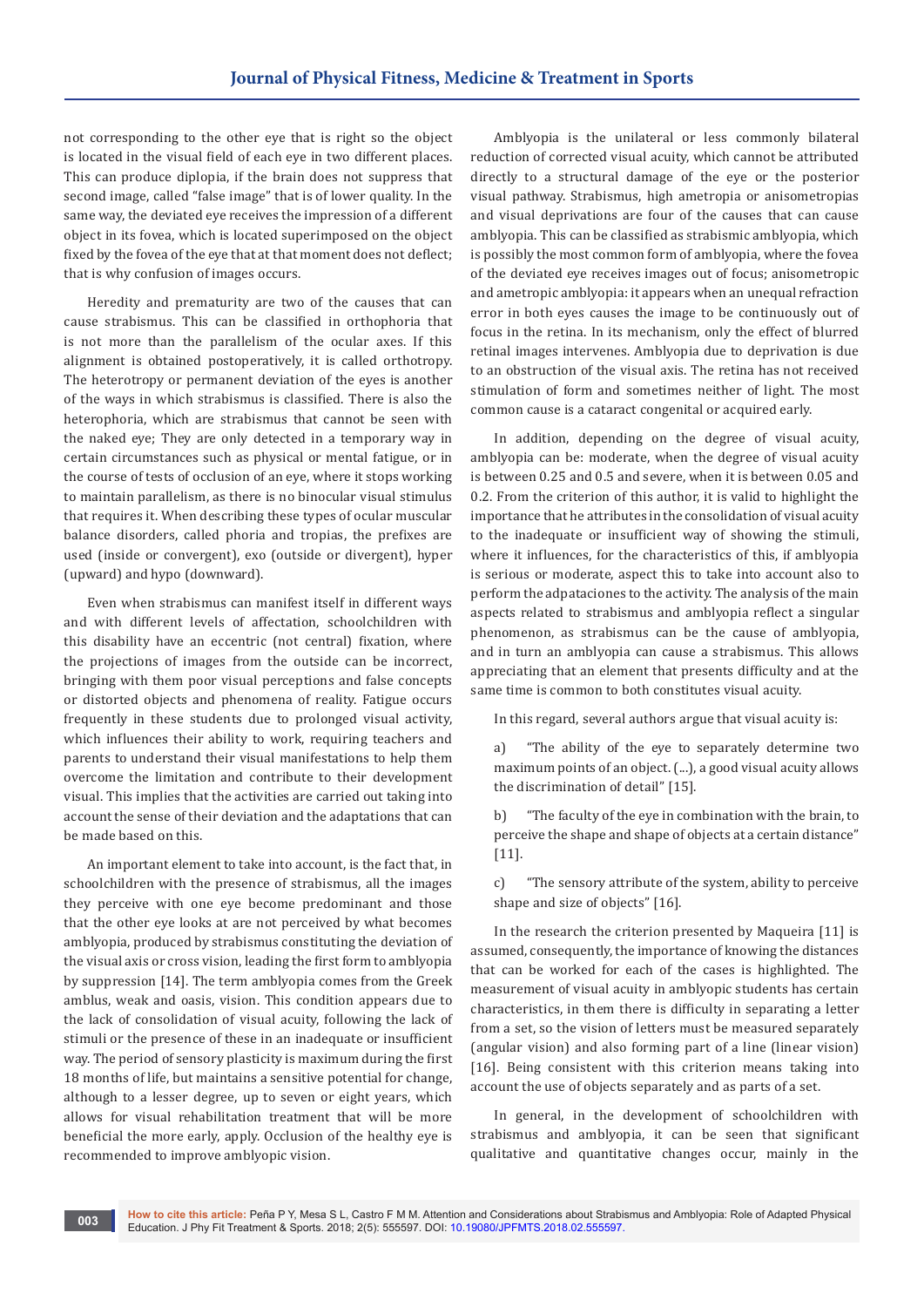not corresponding to the other eye that is right so the object is located in the visual field of each eye in two different places. This can produce diplopia, if the brain does not suppress that second image, called "false image" that is of lower quality. In the same way, the deviated eye receives the impression of a different object in its fovea, which is located superimposed on the object fixed by the fovea of the eye that at that moment does not deflect; that is why confusion of images occurs.

Heredity and prematurity are two of the causes that can cause strabismus. This can be classified in orthophoria that is not more than the parallelism of the ocular axes. If this alignment is obtained postoperatively, it is called orthotropy. The heterotropy or permanent deviation of the eyes is another of the ways in which strabismus is classified. There is also the heterophoria, which are strabismus that cannot be seen with the naked eye; They are only detected in a temporary way in certain circumstances such as physical or mental fatigue, or in the course of tests of occlusion of an eye, where it stops working to maintain parallelism, as there is no binocular visual stimulus that requires it. When describing these types of ocular muscular balance disorders, called phoria and tropias, the prefixes are used (inside or convergent), exo (outside or divergent), hyper (upward) and hypo (downward).

Even when strabismus can manifest itself in different ways and with different levels of affectation, schoolchildren with this disability have an eccentric (not central) fixation, where the projections of images from the outside can be incorrect, bringing with them poor visual perceptions and false concepts or distorted objects and phenomena of reality. Fatigue occurs frequently in these students due to prolonged visual activity, which influences their ability to work, requiring teachers and parents to understand their visual manifestations to help them overcome the limitation and contribute to their development visual. This implies that the activities are carried out taking into account the sense of their deviation and the adaptations that can be made based on this.

An important element to take into account, is the fact that, in schoolchildren with the presence of strabismus, all the images they perceive with one eye become predominant and those that the other eye looks at are not perceived by what becomes amblyopia, produced by strabismus constituting the deviation of the visual axis or cross vision, leading the first form to amblyopia by suppression [14]. The term amblyopia comes from the Greek amblus, weak and oasis, vision. This condition appears due to the lack of consolidation of visual acuity, following the lack of stimuli or the presence of these in an inadequate or insufficient way. The period of sensory plasticity is maximum during the first 18 months of life, but maintains a sensitive potential for change, although to a lesser degree, up to seven or eight years, which allows for visual rehabilitation treatment that will be more beneficial the more early, apply. Occlusion of the healthy eye is recommended to improve amblyopic vision.

Amblyopia is the unilateral or less commonly bilateral reduction of corrected visual acuity, which cannot be attributed directly to a structural damage of the eye or the posterior visual pathway. Strabismus, high ametropia or anisometropias and visual deprivations are four of the causes that can cause amblyopia. This can be classified as strabismic amblyopia, which is possibly the most common form of amblyopia, where the fovea of the deviated eye receives images out of focus; anisometropic and ametropic amblyopia: it appears when an unequal refraction error in both eyes causes the image to be continuously out of focus in the retina. In its mechanism, only the effect of blurred retinal images intervenes. Amblyopia due to deprivation is due to an obstruction of the visual axis. The retina has not received stimulation of form and sometimes neither of light. The most common cause is a cataract congenital or acquired early.

In addition, depending on the degree of visual acuity, amblyopia can be: moderate, when the degree of visual acuity is between 0.25 and 0.5 and severe, when it is between 0.05 and 0.2. From the criterion of this author, it is valid to highlight the importance that he attributes in the consolidation of visual acuity to the inadequate or insufficient way of showing the stimuli, where it influences, for the characteristics of this, if amblyopia is serious or moderate, aspect this to take into account also to perform the adpataciones to the activity. The analysis of the main aspects related to strabismus and amblyopia reflect a singular phenomenon, as strabismus can be the cause of amblyopia, and in turn an amblyopia can cause a strabismus. This allows appreciating that an element that presents difficulty and at the same time is common to both constitutes visual acuity.

In this regard, several authors argue that visual acuity is:

a) "The ability of the eye to separately determine two maximum points of an object. (...), a good visual acuity allows the discrimination of detail" [15].

b) "The faculty of the eye in combination with the brain, to perceive the shape and shape of objects at a certain distance" [11].

c) "The sensory attribute of the system, ability to perceive shape and size of objects" [16].

In the research the criterion presented by Maqueira [11] is assumed, consequently, the importance of knowing the distances that can be worked for each of the cases is highlighted. The measurement of visual acuity in amblyopic students has certain characteristics, in them there is difficulty in separating a letter from a set, so the vision of letters must be measured separately (angular vision) and also forming part of a line (linear vision) [16]. Being consistent with this criterion means taking into account the use of objects separately and as parts of a set.

In general, in the development of schoolchildren with strabismus and amblyopia, it can be seen that significant qualitative and quantitative changes occur, mainly in the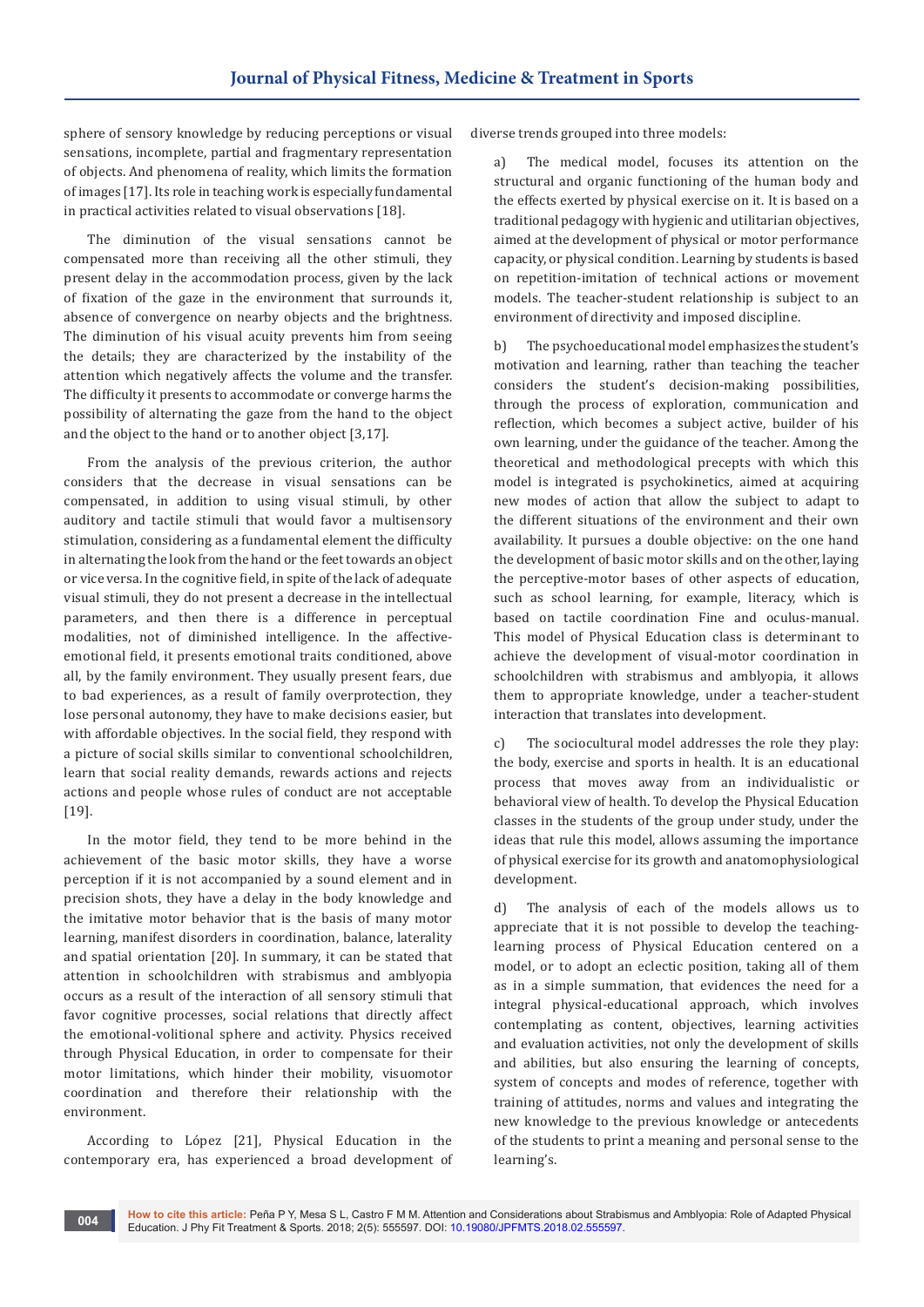sphere of sensory knowledge by reducing perceptions or visual sensations, incomplete, partial and fragmentary representation of objects. And phenomena of reality, which limits the formation of images [17]. Its role in teaching work is especially fundamental in practical activities related to visual observations [18].

The diminution of the visual sensations cannot be compensated more than receiving all the other stimuli, they present delay in the accommodation process, given by the lack of fixation of the gaze in the environment that surrounds it, absence of convergence on nearby objects and the brightness. The diminution of his visual acuity prevents him from seeing the details; they are characterized by the instability of the attention which negatively affects the volume and the transfer. The difficulty it presents to accommodate or converge harms the possibility of alternating the gaze from the hand to the object and the object to the hand or to another object [3,17].

From the analysis of the previous criterion, the author considers that the decrease in visual sensations can be compensated, in addition to using visual stimuli, by other auditory and tactile stimuli that would favor a multisensory stimulation, considering as a fundamental element the difficulty in alternating the look from the hand or the feet towards an object or vice versa. In the cognitive field, in spite of the lack of adequate visual stimuli, they do not present a decrease in the intellectual parameters, and then there is a difference in perceptual modalities, not of diminished intelligence. In the affective-emotional field, it presents emotional traits conditioned, above all, by the family environment. They usually present fears, due to bad experiences, as a result of family overprotection, they lose personal autonomy, they have to make decisions easier, but with affordable objectives. In the social field, they respond with a picture of social skills similar to conventional schoolchildren, learn that social reality demands, rewards actions and rejects actions and people whose rules of conduct are not acceptable [19].

In the motor field, they tend to be more behind in the achievement of the basic motor skills, they have a worse perception if it is not accompanied by a sound element and in precision shots, they have a delay in the body knowledge and the imitative motor behavior that is the basis of many motor learning, manifest disorders in coordination, balance, laterality and spatial orientation [20]. In summary, it can be stated that attention in schoolchildren with strabismus and amblyopia occurs as a result of the interaction of all sensory stimuli that favor cognitive processes, social relations that directly affect the emotional-volitional sphere and activity. Physics received through Physical Education, in order to compensate for their motor limitations, which hinder their mobility, visuomotor coordination and therefore their relationship with the environment.

According to López [21], Physical Education in the contemporary era, has experienced a broad development of diverse trends grouped into three models:

a) The medical model, focuses its attention on the structural and organic functioning of the human body and the effects exerted by physical exercise on it. It is based on a traditional pedagogy with hygienic and utilitarian objectives, aimed at the development of physical or motor performance capacity, or physical condition. Learning by students is based on repetition-imitation of technical actions or movement models. The teacher-student relationship is subject to an environment of directivity and imposed discipline.

b) The psychoeducational model emphasizes the student's motivation and learning, rather than teaching the teacher considers the student's decision-making possibilities, through the process of exploration, communication and reflection, which becomes a subject active, builder of his own learning, under the guidance of the teacher. Among the theoretical and methodological precepts with which this model is integrated is psychokinetics, aimed at acquiring new modes of action that allow the subject to adapt to the different situations of the environment and their own availability. It pursues a double objective: on the one hand the development of basic motor skills and on the other, laying the perceptive-motor bases of other aspects of education, such as school learning, for example, literacy, which is based on tactile coordination Fine and oculus-manual. This model of Physical Education class is determinant to achieve the development of visual-motor coordination in schoolchildren with strabismus and amblyopia, it allows them to appropriate knowledge, under a teacher-student interaction that translates into development.

c) The sociocultural model addresses the role they play: the body, exercise and sports in health. It is an educational process that moves away from an individualistic or behavioral view of health. To develop the Physical Education classes in the students of the group under study, under the ideas that rule this model, allows assuming the importance of physical exercise for its growth and anatomophysiological development.

d) The analysis of each of the models allows us to appreciate that it is not possible to develop the teaching-learning process of Physical Education centered on a model, or to adopt an eclectic position, taking all of them as in a simple summation, that evidences the need for a integral physical-educational approach, which involves contemplating as content, objectives, learning activities and evaluation activities, not only the development of skills and abilities, but also ensuring the learning of concepts, system of concepts and modes of reference, together with training of attitudes, norms and values and integrating the new knowledge to the previous knowledge or antecedents of the students to print a meaning and personal sense to the learning's.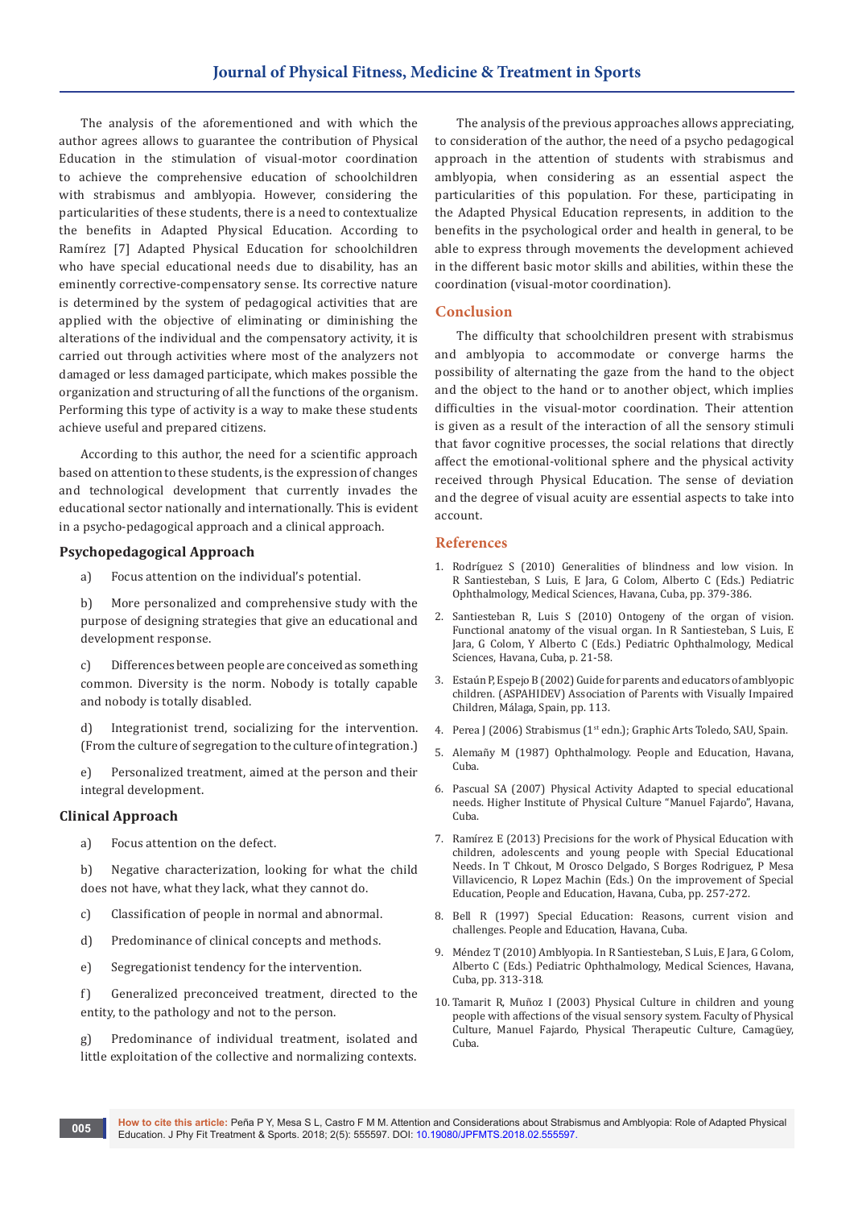The analysis of the aforementioned and with which the author agrees allows to guarantee the contribution of Physical Education in the stimulation of visual-motor coordination to achieve the comprehensive education of schoolchildren with strabismus and amblyopia. However, considering the particularities of these students, there is a need to contextualize the benefits in Adapted Physical Education. According to Ramírez [7] Adapted Physical Education for schoolchildren who have special educational needs due to disability, has an eminently corrective-compensatory sense. Its corrective nature is determined by the system of pedagogical activities that are applied with the objective of eliminating or diminishing the alterations of the individual and the compensatory activity, it is carried out through activities where most of the analyzers not damaged or less damaged participate, which makes possible the organization and structuring of all the functions of the organism. Performing this type of activity is a way to make these students achieve useful and prepared citizens.

According to this author, the need for a scientific approach based on attention to these students, is the expression of changes and technological development that currently invades the educational sector nationally and internationally. This is evident in a psycho-pedagogical approach and a clinical approach.

### Psychopedagogical Approach

a) Focus attention on the individual's potential.

b) More personalized and comprehensive study with the purpose of designing strategies that give an educational and development response.

c) Differences between people are conceived as something common. Diversity is the norm. Nobody is totally capable and nobody is totally disabled.

d) Integrationist trend, socializing for the intervention. (From the culture of segregation to the culture of integration.)

e) Personalized treatment, aimed at the person and their integral development.

### Clinical Approach

a) Focus attention on the defect.

b) Negative characterization, looking for what the child does not have, what they lack, what they cannot do.

c) Classification of people in normal and abnormal.

d) Predominance of clinical concepts and methods.

e) Segregationist tendency for the intervention.

f) Generalized preconceived treatment, directed to the entity, to the pathology and not to the person.

g) Predominance of individual treatment, isolated and little exploitation of the collective and normalizing contexts.

The analysis of the previous approaches allows appreciating, to consideration of the author, the need of a psycho pedagogical approach in the attention of students with strabismus and amblyopia, when considering as an essential aspect the particularities of this population. For these, participating in the Adapted Physical Education represents, in addition to the benefits in the psychological order and health in general, to be able to express through movements the development achieved in the different basic motor skills and abilities, within these the coordination (visual-motor coordination).

## Conclusion

The difficulty that schoolchildren present with strabismus and amblyopia to accommodate or converge harms the possibility of alternating the gaze from the hand to the object and the object to the hand or to another object, which implies difficulties in the visual-motor coordination. Their attention is given as a result of the interaction of all the sensory stimuli that favor cognitive processes, the social relations that directly affect the emotional-volitional sphere and the physical activity received through Physical Education. The sense of deviation and the degree of visual acuity are essential aspects to take into account.

## References

1. Rodríguez S (2010) Generalities of blindness and low vision. In R Santiesteban, S Luis, E Jara, G Colom, Alberto C (Eds.) Pediatric Ophthalmology, Medical Sciences, Havana, Cuba, pp. 379-386.
2. Santiesteban R, Luis S (2010) Ontogeny of the organ of vision. Functional anatomy of the visual organ. In R Santiesteban, S Luis, E Jara, G Colom, Y Alberto C (Eds.) Pediatric Ophthalmology, Medical Sciences, Havana, Cuba, p. 21-58.
3. Estaún P, Espejo B (2002) Guide for parents and educators of amblyopic children. (ASPAHIDEV) Association of Parents with Visually Impaired Children, Málaga, Spain, pp. 113.
4. Perea J (2006) Strabismus (1st edn.); Graphic Arts Toledo, SAU, Spain.
5. Alemañy M (1987) Ophthalmology. People and Education, Havana, Cuba.
6. Pascual SA (2007) Physical Activity Adapted to special educational needs. Higher Institute of Physical Culture "Manuel Fajardo", Havana, Cuba.
7. Ramírez E (2013) Precisions for the work of Physical Education with children, adolescents and young people with Special Educational Needs. In T Chkout, M Orosco Delgado, S Borges Rodriguez, P Mesa Villavicencio, R Lopez Machin (Eds.) On the improvement of Special Education, People and Education, Havana, Cuba, pp. 257-272.
8. Bell R (1997) Special Education: Reasons, current vision and challenges. People and Education, Havana, Cuba.
9. Méndez T (2010) Amblyopia. In R Santiesteban, S Luis, E Jara, G Colom, Alberto C (Eds.) Pediatric Ophthalmology, Medical Sciences, Havana, Cuba, pp. 313-318.
10. Tamarit R, Muñoz I (2003) Physical Culture in children and young people with affections of the visual sensory system. Faculty of Physical Culture, Manuel Fajardo, Physical Therapeutic Culture, Camagüey, Cuba.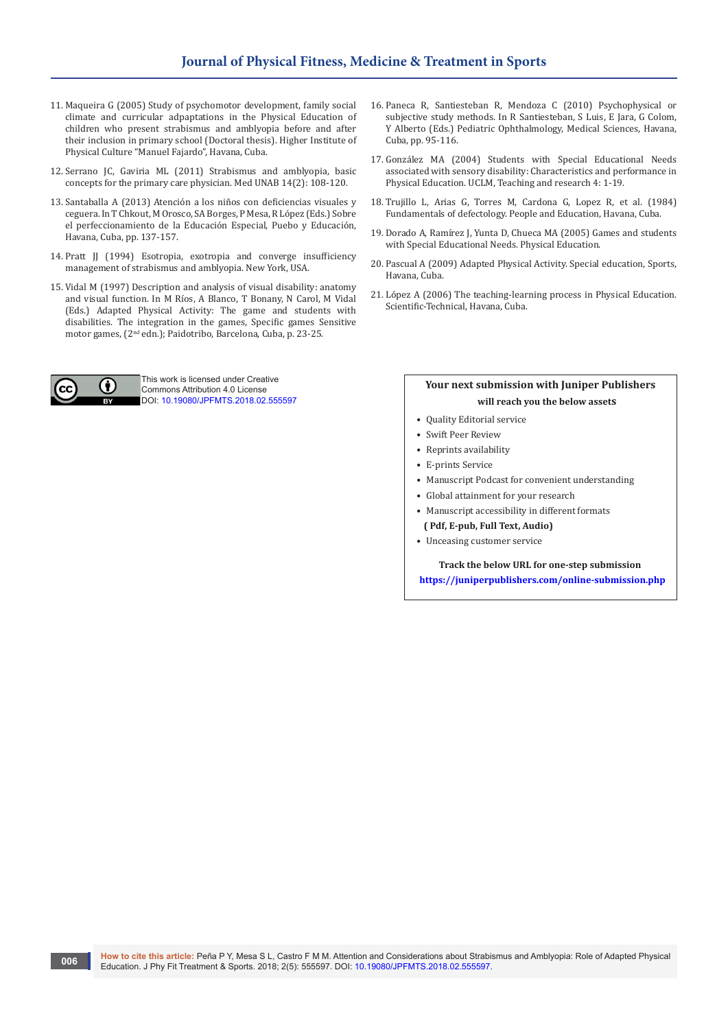11. Maqueira G (2005) Study of psychomotor development, family social climate and curricular adaptations in the Physical Education of children who present strabismus and amblyopia before and after their inclusion in primary school (Doctoral thesis). Higher Institute of Physical Culture "Manuel Fajardo", Havana, Cuba.
12. Serrano JC, Gaviria ML (2011) Strabismus and amblyopia, basic concepts for the primary care physician. Med UNAB 14(2): 108-120.
13. Santaballa A (2013) Atención a los niños con deficiencias visuales y ceguera. In T Chkout, M Orosco, SA Borges, P Mesa, R López (Eds.) Sobre el perfeccionamiento de la Educación Especial, Puebo y Educación, Havana, Cuba, pp. 137-157.
14. Pratt JJ (1994) Esotropia, exotropia and converge insufficiency management of strabismus and amblyopia. New York, USA.
15. Vidal M (1997) Description and analysis of visual disability: anatomy and visual function. In M Ríos, A Blanco, T Bonany, N Carol, M Vidal (Eds.) Adapted Physical Activity: The game and students with disabilities. The integration in the games, Specific games Sensitive motor games, (2nd edn.); Paidotribo, Barcelona, Cuba, p. 23-25.
16. Paneca R, Santiesteban R, Mendoza C (2010) Psychophysical or subjective study methods. In R Santiesteban, S Luis, E Jara, G Colom, Y Alberto (Eds.) Pediatric Ophthalmology, Medical Sciences, Havana, Cuba, pp. 95-116.
17. González MA (2004) Students with Special Educational Needs associated with sensory disability: Characteristics and performance in Physical Education. UCLM, Teaching and research 4: 1-19.
18. Trujillo L, Arias G, Torres M, Cardona G, Lopez R, et al. (1984) Fundamentals of defectology. People and Education, Havana, Cuba.
19. Dorado A, Ramírez J, Yunta D, Chueca MA (2005) Games and students with Special Educational Needs. Physical Education.
20. Pascual A (2009) Adapted Physical Activity. Special education, Sports, Havana, Cuba.
21. López A (2006) The teaching-learning process in Physical Education. Scientific-Technical, Havana, Cuba.

This work is licensed under Creative Commons Attribution 4.0 License
DOI: 10.19080/JPFMTS.2018.02.555597

**Your next submission with Juniper Publishers will reach you the below assets**

- Quality Editorial service
- Swift Peer Review
- Reprints availability
- E-prints Service
- Manuscript Podcast for convenient understanding
- Global attainment for your research
- Manuscript accessibility in different formats **( Pdf, E-pub, Full Text, Audio)**
- Unceasing customer service

**Track the below URL for one-step submission**
**https://juniperpublishers.com/online-submission.php**